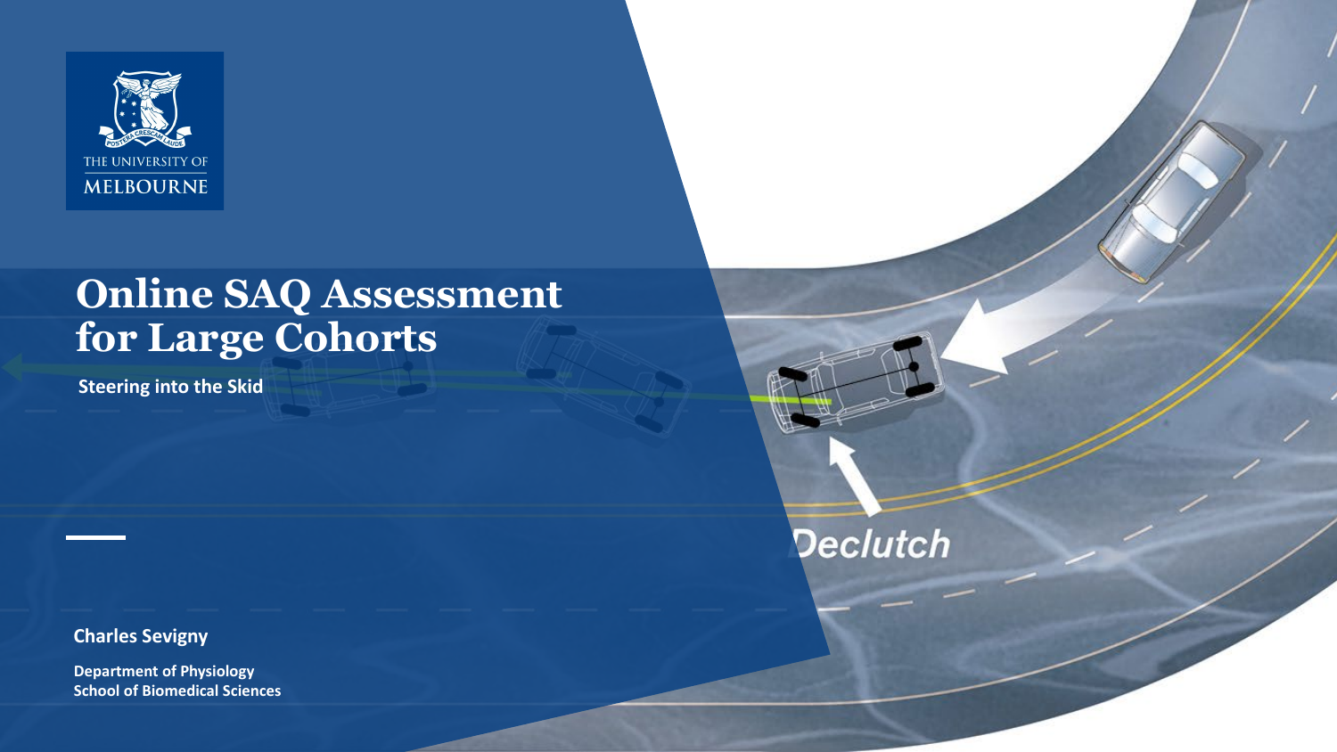THE UNIVERSITY OF MELBOURNE

# Online SAQ Assessment for Large Cohorts

**Steering into the Skid**

Declutch

**Charles Sevigny**

**Department of Physiology**
**School of Biomedical Sciences**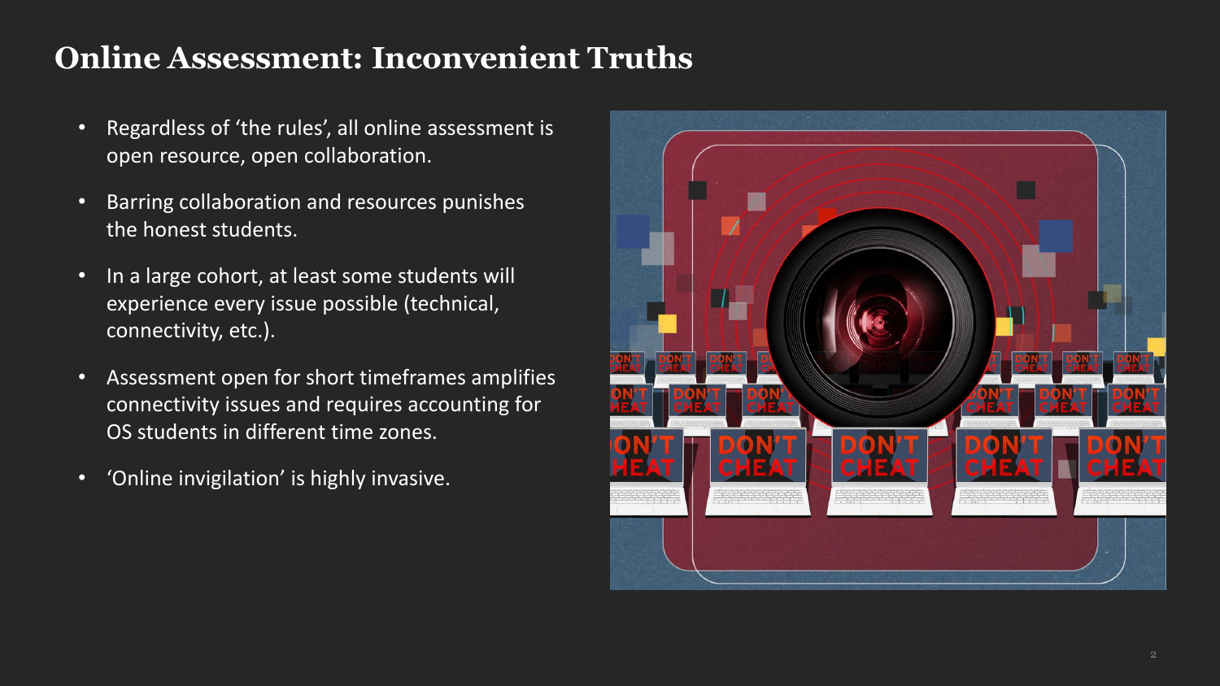# Online Assessment: Inconvenient Truths

- Regardless of 'the rules', all online assessment is open resource, open collaboration.
- Barring collaboration and resources punishes the honest students.
- In a large cohort, at least some students will experience every issue possible (technical, connectivity, etc.).
- Assessment open for short timeframes amplifies connectivity issues and requires accounting for OS students in different time zones.
- 'Online invigilation' is highly invasive.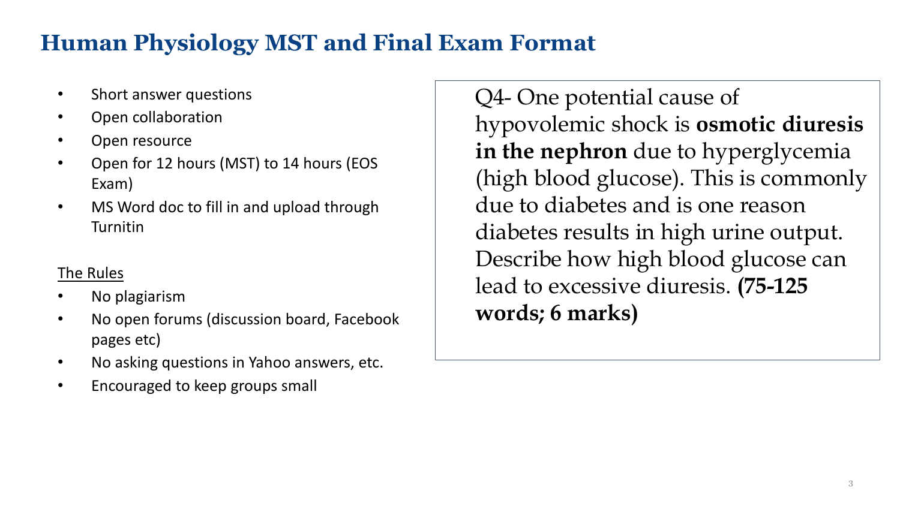# Human Physiology MST and Final Exam Format

- Short answer questions
- Open collaboration
- Open resource
- Open for 12 hours (MST) to 14 hours (EOS Exam)
- MS Word doc to fill in and upload through Turnitin

<u>The Rules</u>

- No plagiarism
- No open forums (discussion board, Facebook pages etc)
- No asking questions in Yahoo answers, etc.
- Encouraged to keep groups small

Q4- One potential cause of hypovolemic shock is **osmotic diuresis in the nephron** due to hyperglycemia (high blood glucose). This is commonly due to diabetes and is one reason diabetes results in high urine output. Describe how high blood glucose can lead to excessive diuresis. **(75-125 words; 6 marks)**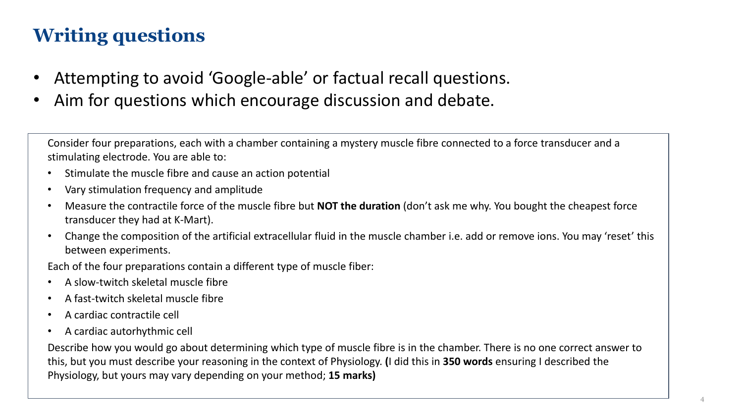# Writing questions

- Attempting to avoid 'Google-able' or factual recall questions.
- Aim for questions which encourage discussion and debate.

Consider four preparations, each with a chamber containing a mystery muscle fibre connected to a force transducer and a stimulating electrode. You are able to:

- Stimulate the muscle fibre and cause an action potential
- Vary stimulation frequency and amplitude
- Measure the contractile force of the muscle fibre but **NOT the duration** (don't ask me why. You bought the cheapest force transducer they had at K-Mart).
- Change the composition of the artificial extracellular fluid in the muscle chamber i.e. add or remove ions. You may 'reset' this between experiments.

Each of the four preparations contain a different type of muscle fiber:

- A slow-twitch skeletal muscle fibre
- A fast-twitch skeletal muscle fibre
- A cardiac contractile cell
- A cardiac autorhythmic cell

Describe how you would go about determining which type of muscle fibre is in the chamber. There is no one correct answer to this, but you must describe your reasoning in the context of Physiology. **(**I did this in **350 words** ensuring I described the Physiology, but yours may vary depending on your method; **15 marks)**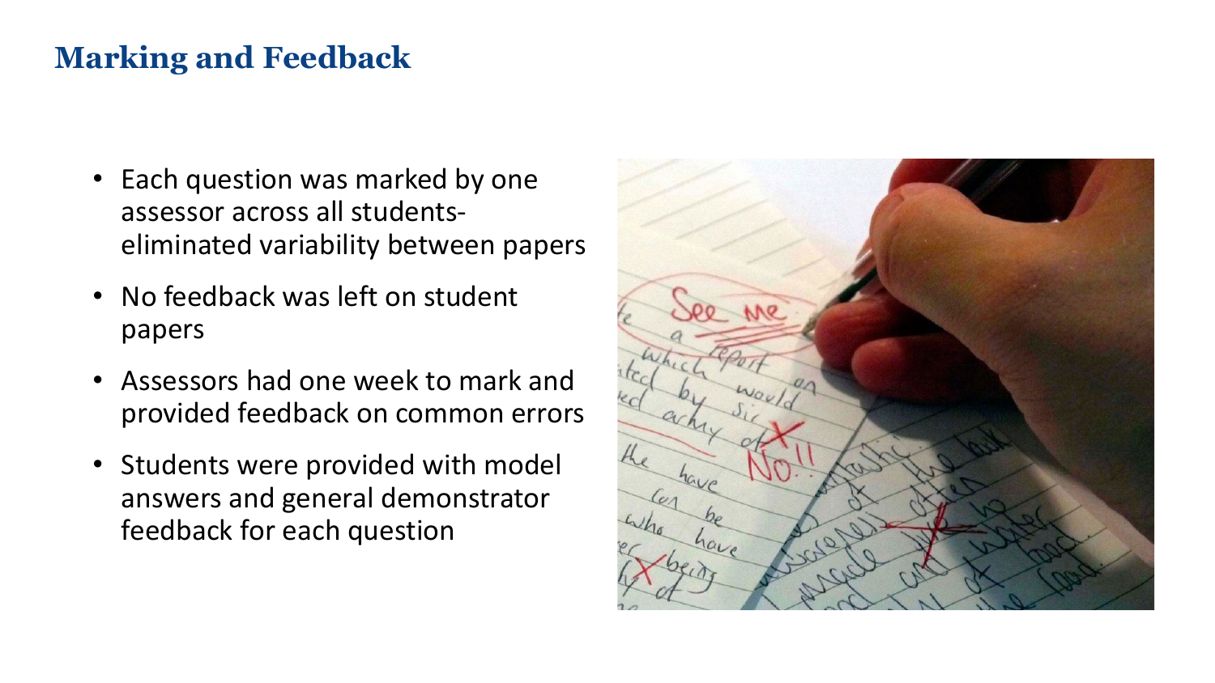## Marking and Feedback

- Each question was marked by one assessor across all students- eliminated variability between papers
- No feedback was left on student papers
- Assessors had one week to mark and provided feedback on common errors
- Students were provided with model answers and general demonstrator feedback for each question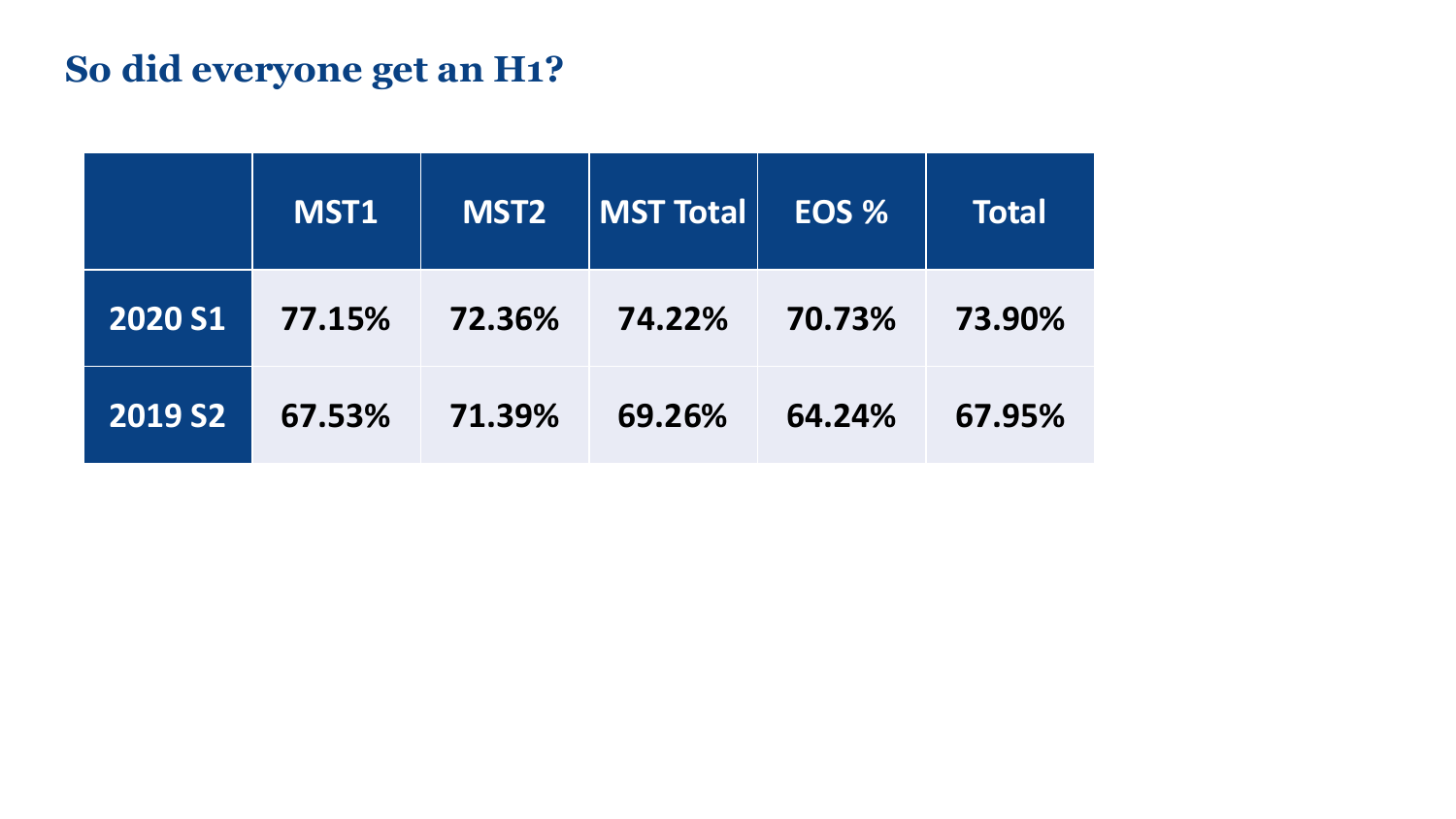## So did everyone get an H1?

| | MST1 | MST2 | MST Total | EOS % | Total |
|---|---|---|---|---|---|
| **2020 S1** | 77.15% | 72.36% | 74.22% | 70.73% | 73.90% |
| **2019 S2** | 67.53% | 71.39% | 69.26% | 64.24% | 67.95% |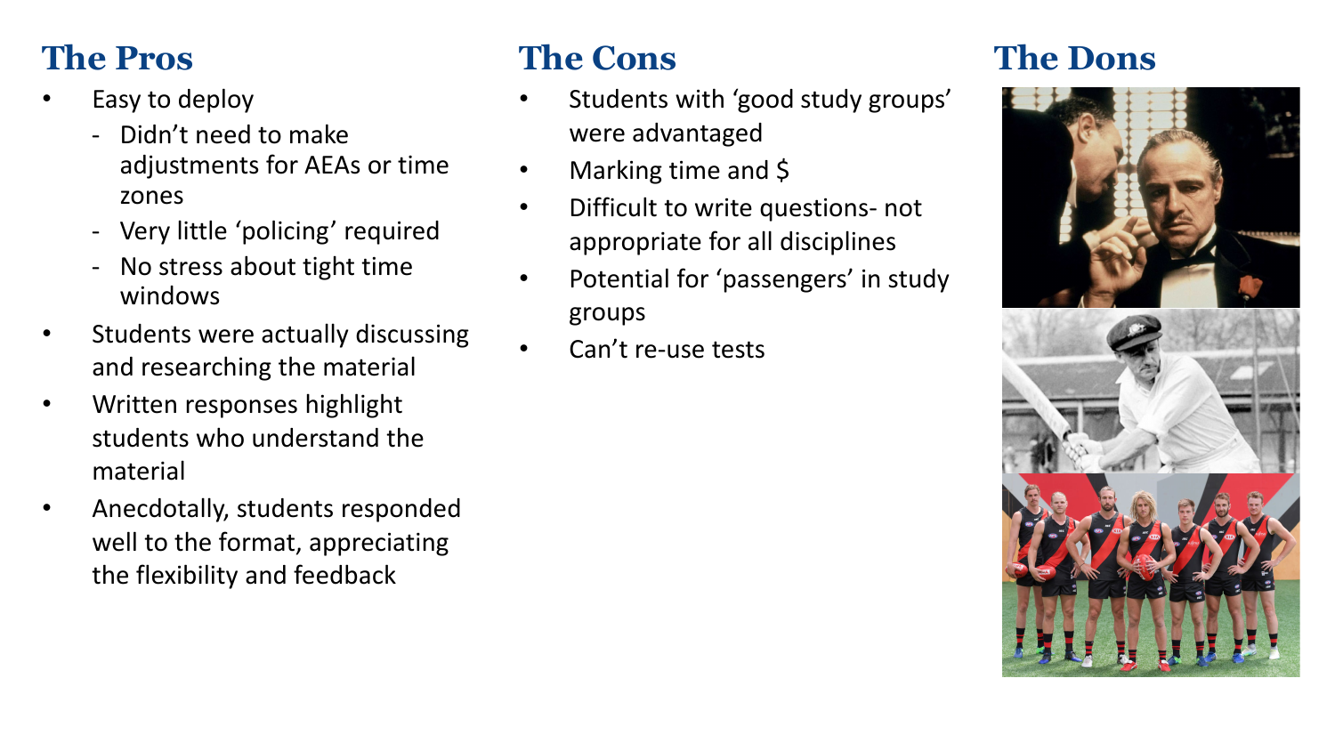## The Pros

- Easy to deploy
  - Didn't need to make adjustments for AEAs or time zones
  - Very little 'policing' required
  - No stress about tight time windows
- Students were actually discussing and researching the material
- Written responses highlight students who understand the material
- Anecdotally, students responded well to the format, appreciating the flexibility and feedback

## The Cons

- Students with 'good study groups' were advantaged
- Marking time and $
- Difficult to write questions- not appropriate for all disciplines
- Potential for 'passengers' in study groups
- Can't re-use tests

## The Dons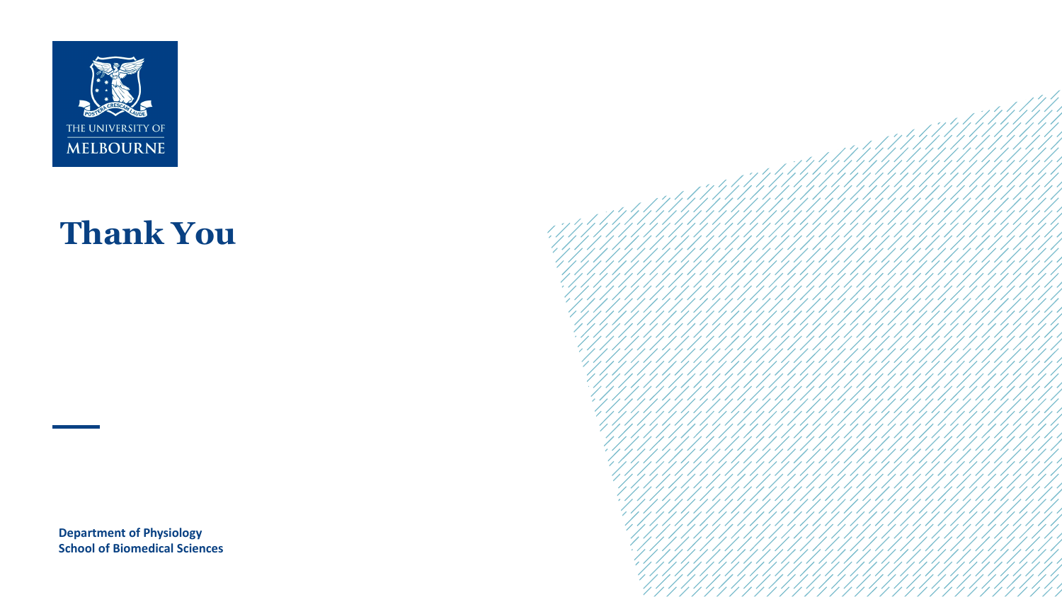# Thank You

**Department of Physiology**
**School of Biomedical Sciences**